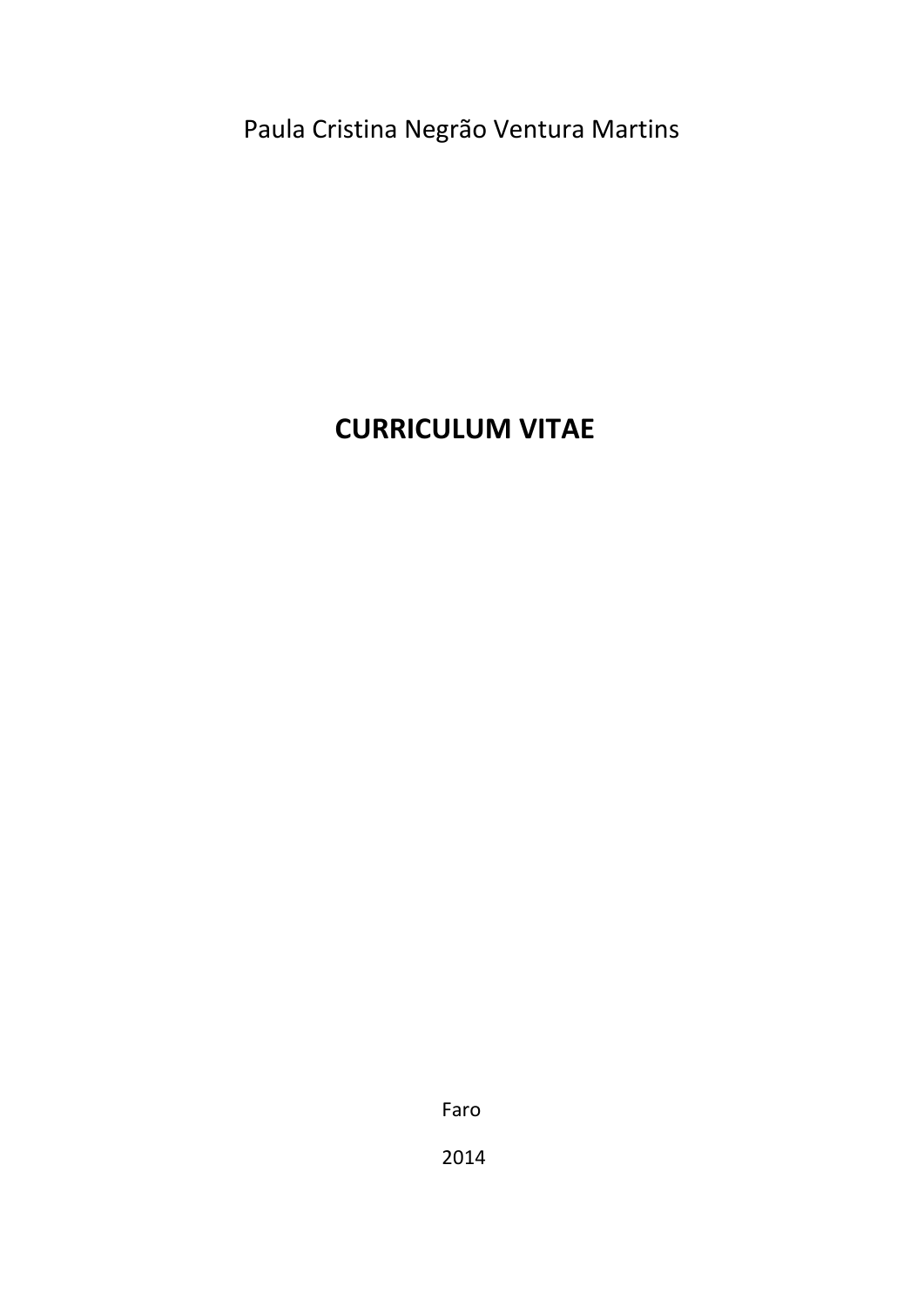Paula Cristina Negrão Ventura Martins

# CURRICULUM VITAE

Faro

2014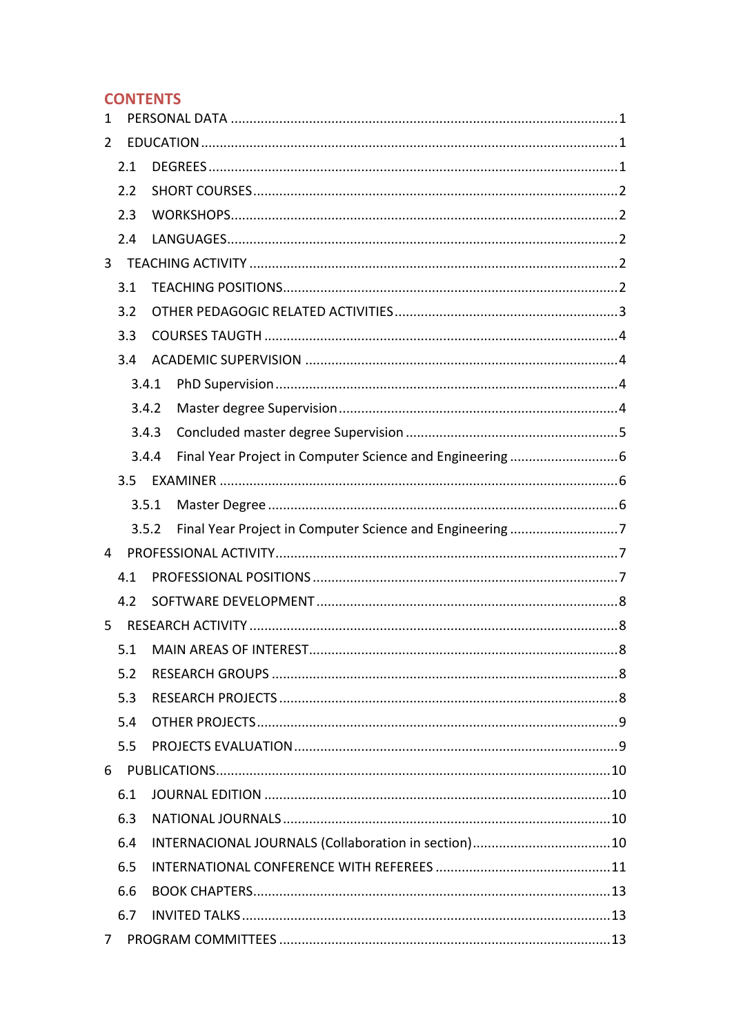# CONTENTS

1 PERSONAL DATA ....... 1

2 EDUCATION ....... 1

- 2.1 DEGREES ....... 1
- 2.2 SHORT COURSES ....... 2
- 2.3 WORKSHOPS ....... 2
- 2.4 LANGUAGES ....... 2

3 TEACHING ACTIVITY ....... 2

- 3.1 TEACHING POSITIONS ....... 2
- 3.2 OTHER PEDAGOGIC RELATED ACTIVITIES ....... 3
- 3.3 COURSES TAUGTH ....... 4
- 3.4 ACADEMIC SUPERVISION ....... 4
  - 3.4.1 PhD Supervision ....... 4
  - 3.4.2 Master degree Supervision ....... 4
  - 3.4.3 Concluded master degree Supervision ....... 5
  - 3.4.4 Final Year Project in Computer Science and Engineering ....... 6
- 3.5 EXAMINER ....... 6
  - 3.5.1 Master Degree ....... 6
  - 3.5.2 Final Year Project in Computer Science and Engineering ....... 7

4 PROFESSIONAL ACTIVITY ....... 7

- 4.1 PROFESSIONAL POSITIONS ....... 7
- 4.2 SOFTWARE DEVELOPMENT ....... 8

5 RESEARCH ACTIVITY ....... 8

- 5.1 MAIN AREAS OF INTEREST ....... 8
- 5.2 RESEARCH GROUPS ....... 8
- 5.3 RESEARCH PROJECTS ....... 8
- 5.4 OTHER PROJECTS ....... 9
- 5.5 PROJECTS EVALUATION ....... 9

6 PUBLICATIONS ....... 10

- 6.1 JOURNAL EDITION ....... 10
- 6.3 NATIONAL JOURNALS ....... 10
- 6.4 INTERNACIONAL JOURNALS (Collaboration in section) ....... 10
- 6.5 INTERNATIONAL CONFERENCE WITH REFEREES ....... 11
- 6.6 BOOK CHAPTERS ....... 13
- 6.7 INVITED TALKS ....... 13

7 PROGRAM COMMITTEES ....... 13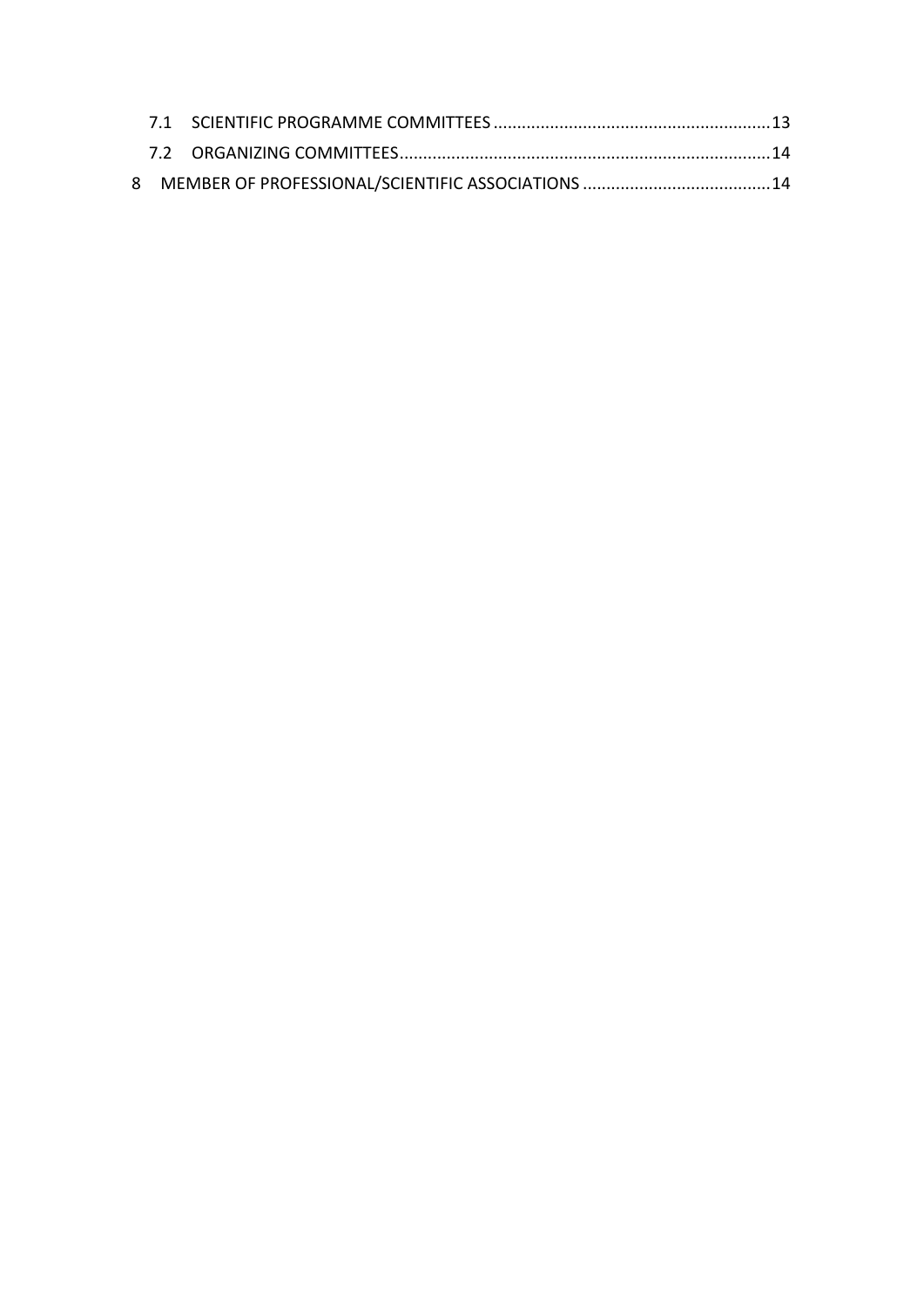7.1 SCIENTIFIC PROGRAMME COMMITTEES ........................................................... 13
7.2 ORGANIZING COMMITTEES ............................................................................... 14
8 MEMBER OF PROFESSIONAL/SCIENTIFIC ASSOCIATIONS ......................................... 14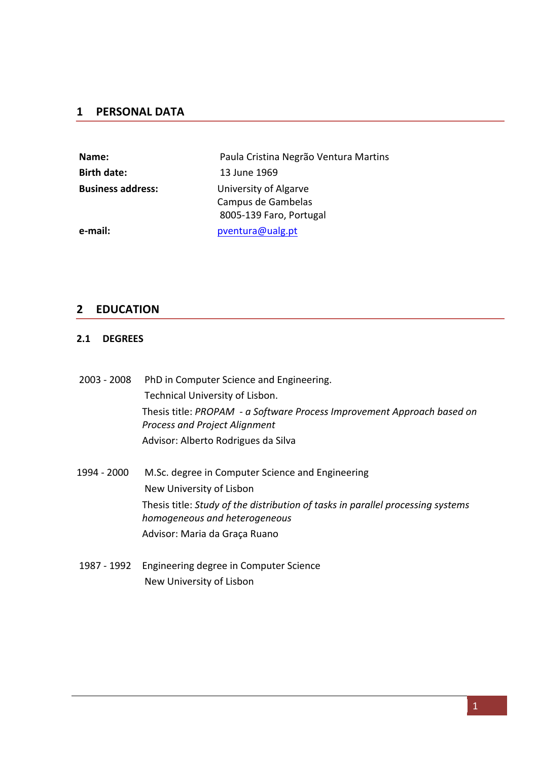# 1 PERSONAL DATA

**Name:** Paula Cristina Negrão Ventura Martins

**Birth date:** 13 June 1969

**Business address:** University of Algarve
Campus de Gambelas
8005-139 Faro, Portugal

**e-mail:** pventura@ualg.pt

# 2 EDUCATION

## 2.1 DEGREES

2003 - 2008 PhD in Computer Science and Engineering.
Technical University of Lisbon.
Thesis title: *PROPAM - a Software Process Improvement Approach based on Process and Project Alignment*
Advisor: Alberto Rodrigues da Silva

1994 - 2000 M.Sc. degree in Computer Science and Engineering
New University of Lisbon
Thesis title: *Study of the distribution of tasks in parallel processing systems homogeneous and heterogeneous*
Advisor: Maria da Graça Ruano

1987 - 1992 Engineering degree in Computer Science
New University of Lisbon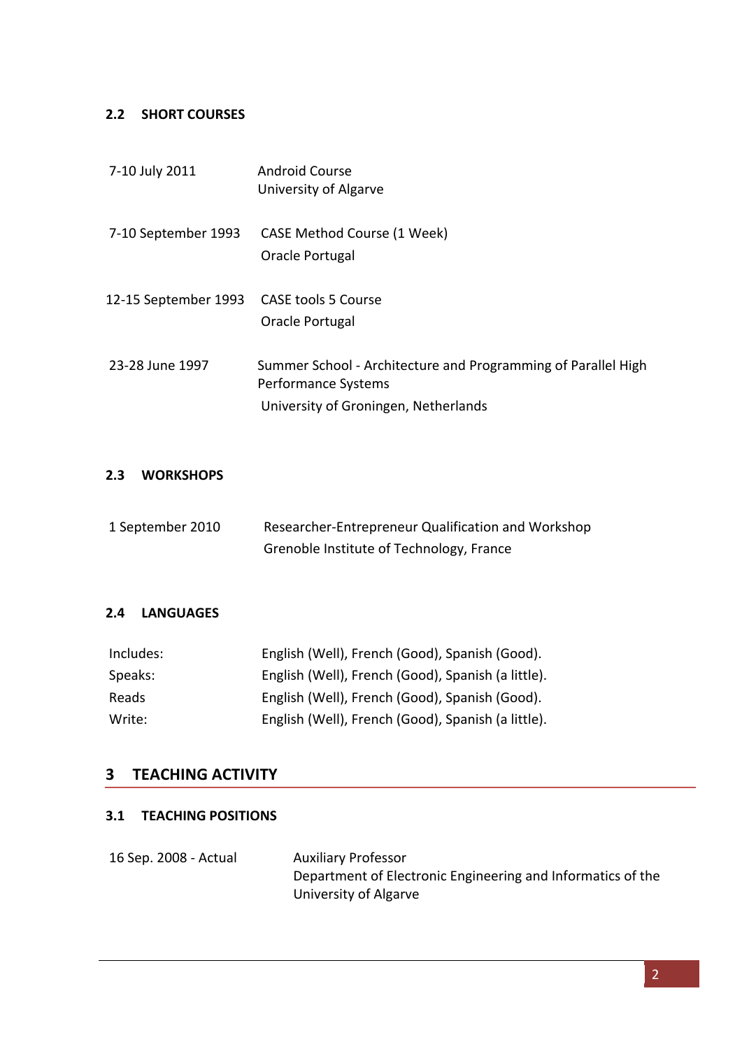### 2.2 SHORT COURSES

| | |
|---|---|
| 7-10 July 2011 | Android Course<br>University of Algarve |
| 7-10 September 1993 | CASE Method Course (1 Week)<br>Oracle Portugal |
| 12-15 September 1993 | CASE tools 5 Course<br>Oracle Portugal |
| 23-28 June 1997 | Summer School - Architecture and Programming of Parallel High Performance Systems<br>University of Groningen, Netherlands |

### 2.3 WORKSHOPS

| | |
|---|---|
| 1 September 2010 | Researcher-Entrepreneur Qualification and Workshop<br>Grenoble Institute of Technology, France |

### 2.4 LANGUAGES

| | |
|---|---|
| Includes: | English (Well), French (Good), Spanish (Good). |
| Speaks: | English (Well), French (Good), Spanish (a little). |
| Reads | English (Well), French (Good), Spanish (Good). |
| Write: | English (Well), French (Good), Spanish (a little). |

## 3 TEACHING ACTIVITY

### 3.1 TEACHING POSITIONS

| | |
|---|---|
| 16 Sep. 2008 - Actual | Auxiliary Professor<br>Department of Electronic Engineering and Informatics of the University of Algarve |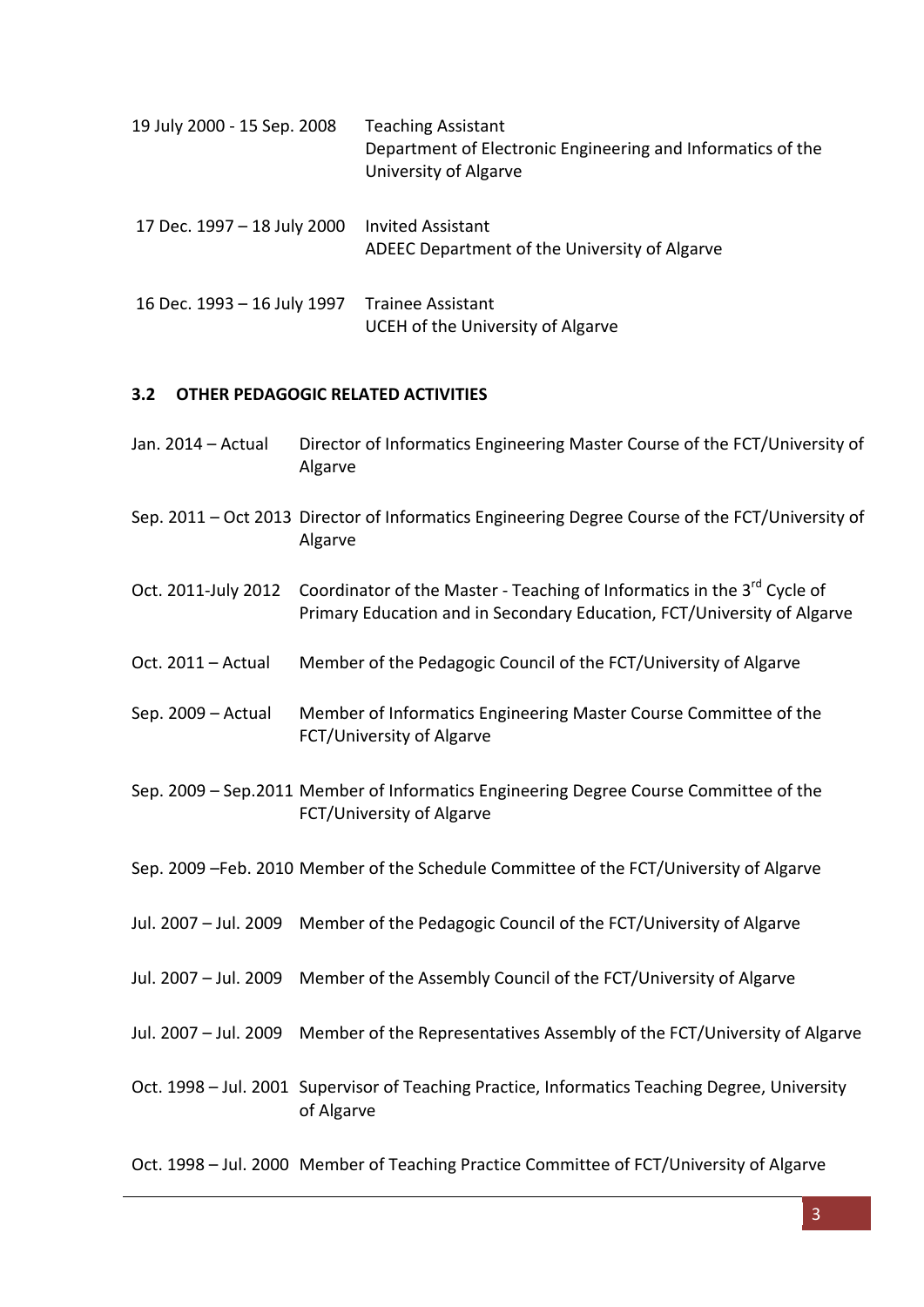19 July 2000 - 15 Sep. 2008 Teaching Assistant
Department of Electronic Engineering and Informatics of the University of Algarve

17 Dec. 1997 – 18 July 2000 Invited Assistant
ADEEC Department of the University of Algarve

16 Dec. 1993 – 16 July 1997 Trainee Assistant
UCEH of the University of Algarve

### 3.2 OTHER PEDAGOGIC RELATED ACTIVITIES

Jan. 2014 – Actual Director of Informatics Engineering Master Course of the FCT/University of Algarve

Sep. 2011 – Oct 2013 Director of Informatics Engineering Degree Course of the FCT/University of Algarve

Oct. 2011-July 2012 Coordinator of the Master - Teaching of Informatics in the 3rd Cycle of Primary Education and in Secondary Education, FCT/University of Algarve

Oct. 2011 – Actual Member of the Pedagogic Council of the FCT/University of Algarve

Sep. 2009 – Actual Member of Informatics Engineering Master Course Committee of the FCT/University of Algarve

Sep. 2009 – Sep.2011 Member of Informatics Engineering Degree Course Committee of the FCT/University of Algarve

Sep. 2009 –Feb. 2010 Member of the Schedule Committee of the FCT/University of Algarve

Jul. 2007 – Jul. 2009 Member of the Pedagogic Council of the FCT/University of Algarve

Jul. 2007 – Jul. 2009 Member of the Assembly Council of the FCT/University of Algarve

Jul. 2007 – Jul. 2009 Member of the Representatives Assembly of the FCT/University of Algarve

Oct. 1998 – Jul. 2001 Supervisor of Teaching Practice, Informatics Teaching Degree, University of Algarve

Oct. 1998 – Jul. 2000 Member of Teaching Practice Committee of FCT/University of Algarve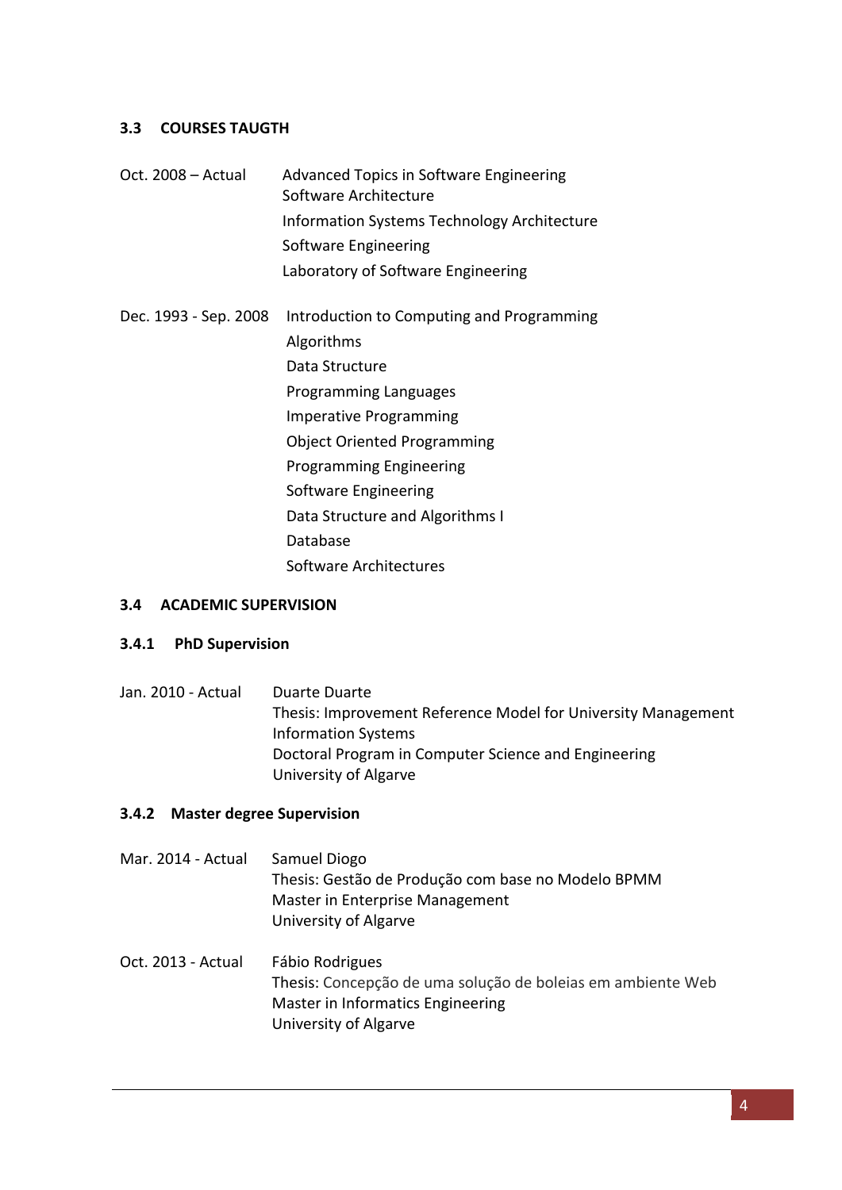### 3.3 COURSES TAUGTH

Oct. 2008 – Actual

- Advanced Topics in Software Engineering
- Software Architecture
- Information Systems Technology Architecture
- Software Engineering
- Laboratory of Software Engineering

Dec. 1993 - Sep. 2008

- Introduction to Computing and Programming
- Algorithms
- Data Structure
- Programming Languages
- Imperative Programming
- Object Oriented Programming
- Programming Engineering
- Software Engineering
- Data Structure and Algorithms I
- Database
- Software Architectures

### 3.4 ACADEMIC SUPERVISION

#### 3.4.1 PhD Supervision

Jan. 2010 - Actual

Duarte Duarte
Thesis: Improvement Reference Model for University Management Information Systems
Doctoral Program in Computer Science and Engineering
University of Algarve

#### 3.4.2 Master degree Supervision

Mar. 2014 - Actual

Samuel Diogo
Thesis: Gestão de Produção com base no Modelo BPMM
Master in Enterprise Management
University of Algarve

Oct. 2013 - Actual

Fábio Rodrigues
Thesis: Concepção de uma solução de boleias em ambiente Web
Master in Informatics Engineering
University of Algarve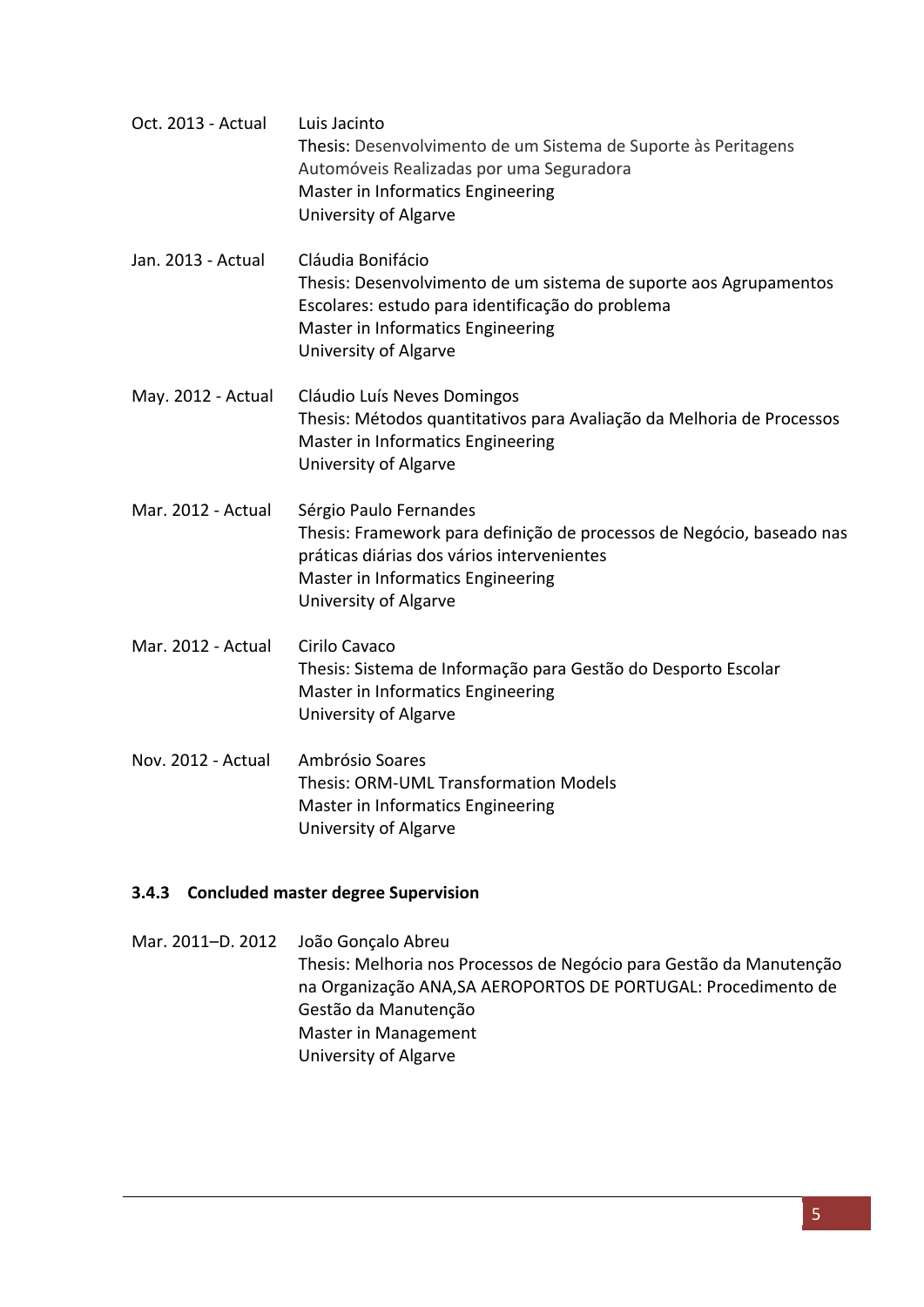Oct. 2013 - Actual
Luis Jacinto
Thesis: Desenvolvimento de um Sistema de Suporte às Peritagens Automóveis Realizadas por uma Seguradora
Master in Informatics Engineering
University of Algarve

Jan. 2013 - Actual
Cláudia Bonifácio
Thesis: Desenvolvimento de um sistema de suporte aos Agrupamentos Escolares: estudo para identificação do problema
Master in Informatics Engineering
University of Algarve

May. 2012 - Actual
Cláudio Luís Neves Domingos
Thesis: Métodos quantitativos para Avaliação da Melhoria de Processos
Master in Informatics Engineering
University of Algarve

Mar. 2012 - Actual
Sérgio Paulo Fernandes
Thesis: Framework para definição de processos de Negócio, baseado nas práticas diárias dos vários intervenientes
Master in Informatics Engineering
University of Algarve

Mar. 2012 - Actual
Cirilo Cavaco
Thesis: Sistema de Informação para Gestão do Desporto Escolar
Master in Informatics Engineering
University of Algarve

Nov. 2012 - Actual
Ambrósio Soares
Thesis: ORM-UML Transformation Models
Master in Informatics Engineering
University of Algarve

### 3.4.3 Concluded master degree Supervision

Mar. 2011–D. 2012
João Gonçalo Abreu
Thesis: Melhoria nos Processos de Negócio para Gestão da Manutenção na Organização ANA,SA AEROPORTOS DE PORTUGAL: Procedimento de Gestão da Manutenção
Master in Management
University of Algarve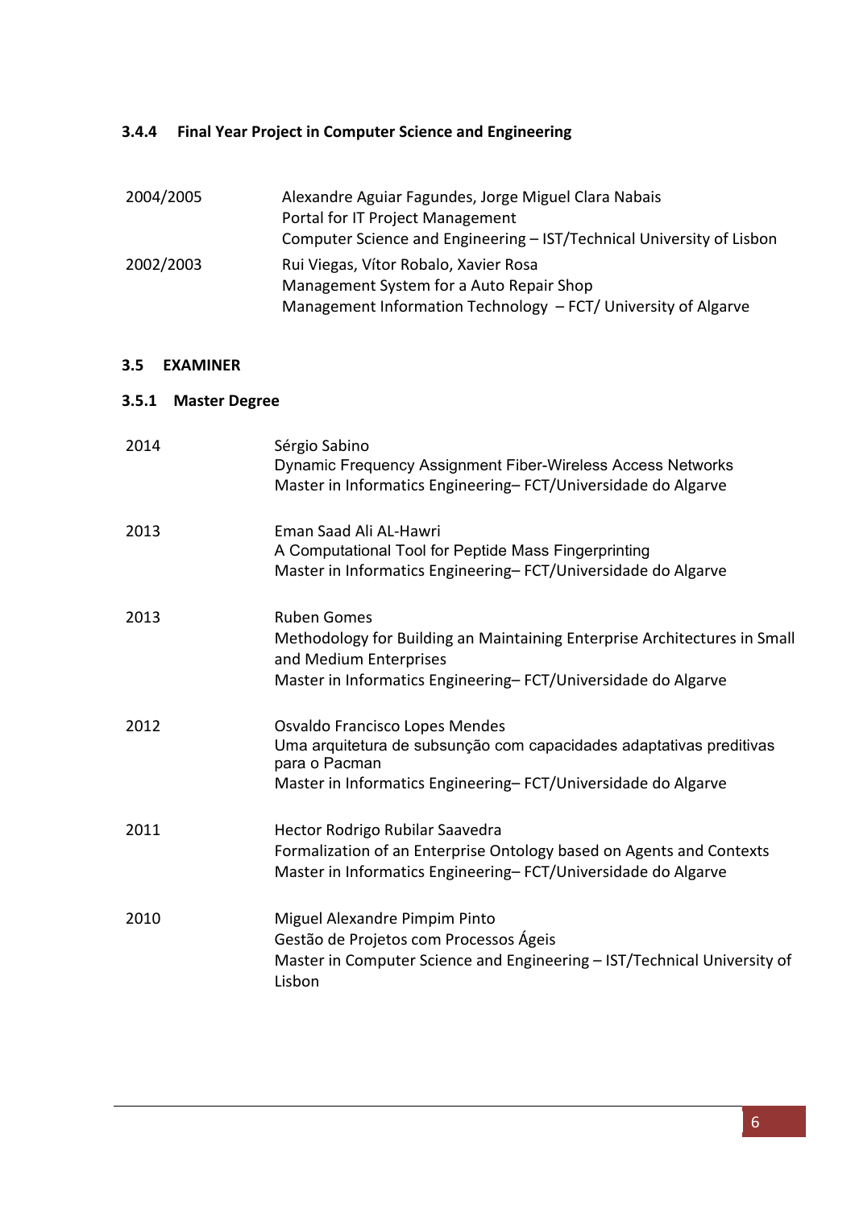### 3.4.4 Final Year Project in Computer Science and Engineering

2004/2005
Alexandre Aguiar Fagundes, Jorge Miguel Clara Nabais
Portal for IT Project Management
Computer Science and Engineering – IST/Technical University of Lisbon

2002/2003
Rui Viegas, Vítor Robalo, Xavier Rosa
Management System for a Auto Repair Shop
Management Information Technology – FCT/ University of Algarve

## 3.5 EXAMINER

### 3.5.1 Master Degree

2014
Sérgio Sabino
Dynamic Frequency Assignment Fiber-Wireless Access Networks
Master in Informatics Engineering– FCT/Universidade do Algarve

2013
Eman Saad Ali AL-Hawri
A Computational Tool for Peptide Mass Fingerprinting
Master in Informatics Engineering– FCT/Universidade do Algarve

2013
Ruben Gomes
Methodology for Building an Maintaining Enterprise Architectures in Small and Medium Enterprises
Master in Informatics Engineering– FCT/Universidade do Algarve

2012
Osvaldo Francisco Lopes Mendes
Uma arquitetura de subsunção com capacidades adaptativas preditivas para o Pacman
Master in Informatics Engineering– FCT/Universidade do Algarve

2011
Hector Rodrigo Rubilar Saavedra
Formalization of an Enterprise Ontology based on Agents and Contexts
Master in Informatics Engineering– FCT/Universidade do Algarve

2010
Miguel Alexandre Pimpim Pinto
Gestão de Projetos com Processos Ágeis
Master in Computer Science and Engineering – IST/Technical University of Lisbon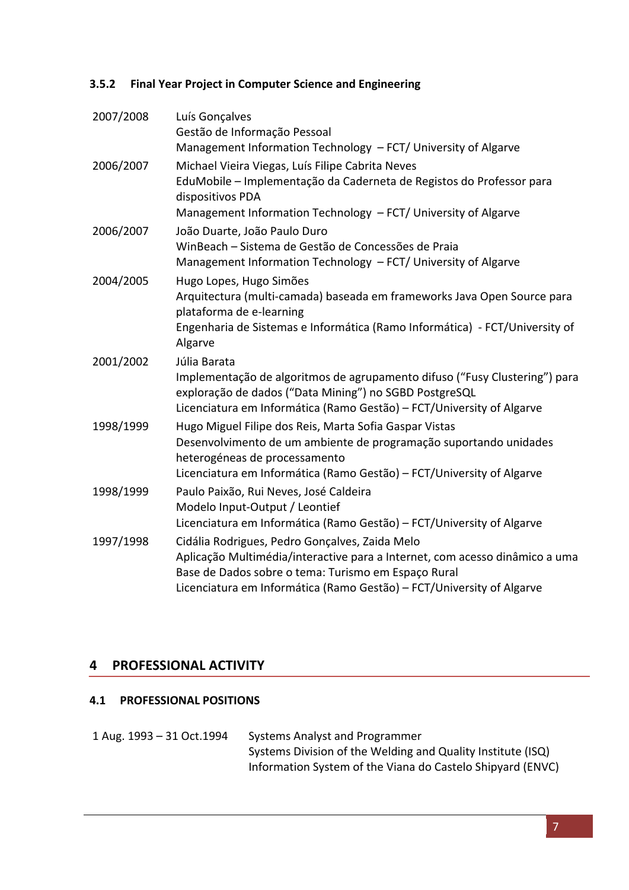### 3.5.2 Final Year Project in Computer Science and Engineering

| | |
|---|---|
| 2007/2008 | Luís Gonçalves<br>Gestão de Informação Pessoal<br>Management Information Technology – FCT/ University of Algarve |
| 2006/2007 | Michael Vieira Viegas, Luís Filipe Cabrita Neves<br>EduMobile – Implementação da Caderneta de Registos do Professor para dispositivos PDA<br>Management Information Technology – FCT/ University of Algarve |
| 2006/2007 | João Duarte, João Paulo Duro<br>WinBeach – Sistema de Gestão de Concessões de Praia<br>Management Information Technology – FCT/ University of Algarve |
| 2004/2005 | Hugo Lopes, Hugo Simões<br>Arquitectura (multi-camada) baseada em frameworks Java Open Source para plataforma de e-learning<br>Engenharia de Sistemas e Informática (Ramo Informática) - FCT/University of Algarve |
| 2001/2002 | Júlia Barata<br>Implementação de algoritmos de agrupamento difuso ("Fusy Clustering") para exploração de dados ("Data Mining") no SGBD PostgreSQL<br>Licenciatura em Informática (Ramo Gestão) – FCT/University of Algarve |
| 1998/1999 | Hugo Miguel Filipe dos Reis, Marta Sofia Gaspar Vistas<br>Desenvolvimento de um ambiente de programação suportando unidades heterogéneas de processamento<br>Licenciatura em Informática (Ramo Gestão) – FCT/University of Algarve |
| 1998/1999 | Paulo Paixão, Rui Neves, José Caldeira<br>Modelo Input-Output / Leontief<br>Licenciatura em Informática (Ramo Gestão) – FCT/University of Algarve |
| 1997/1998 | Cidália Rodrigues, Pedro Gonçalves, Zaida Melo<br>Aplicação Multimédia/interactive para a Internet, com acesso dinâmico a uma Base de Dados sobre o tema: Turismo em Espaço Rural<br>Licenciatura em Informática (Ramo Gestão) – FCT/University of Algarve |

# 4 PROFESSIONAL ACTIVITY

## 4.1 PROFESSIONAL POSITIONS

| | |
|---|---|
| 1 Aug. 1993 – 31 Oct.1994 | Systems Analyst and Programmer<br>Systems Division of the Welding and Quality Institute (ISQ)<br>Information System of the Viana do Castelo Shipyard (ENVC) |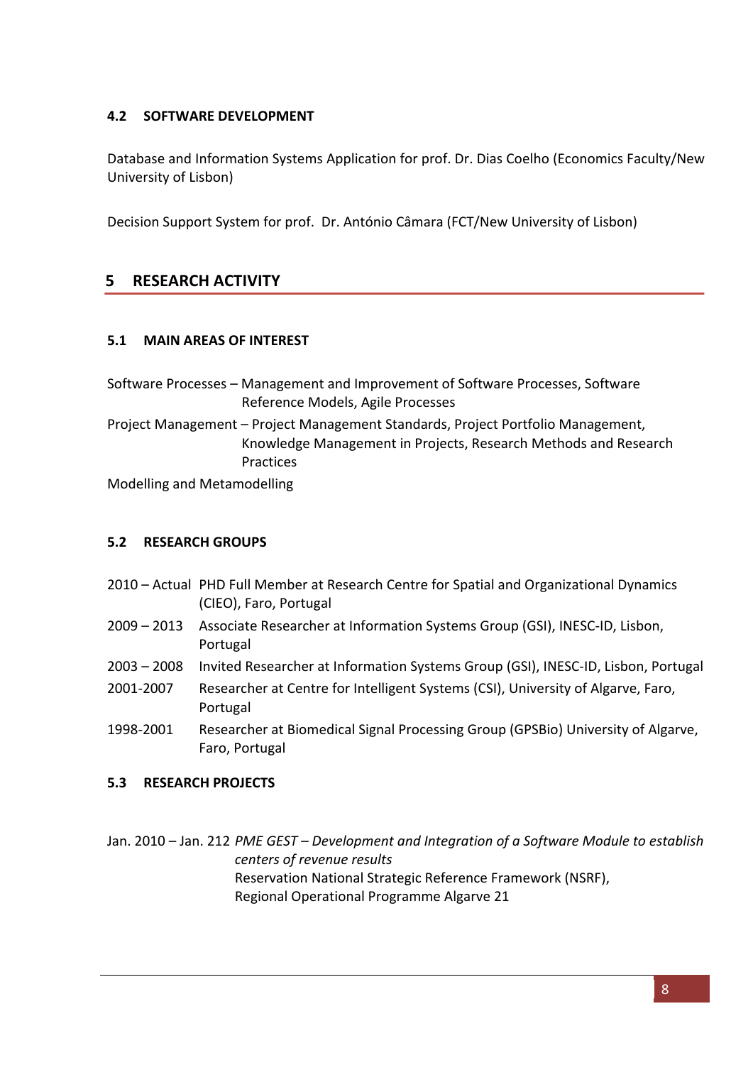### 4.2 SOFTWARE DEVELOPMENT

Database and Information Systems Application for prof. Dr. Dias Coelho (Economics Faculty/New University of Lisbon)

Decision Support System for prof. Dr. António Câmara (FCT/New University of Lisbon)

## 5 RESEARCH ACTIVITY

### 5.1 MAIN AREAS OF INTEREST

Software Processes – Management and Improvement of Software Processes, Software Reference Models, Agile Processes

Project Management – Project Management Standards, Project Portfolio Management, Knowledge Management in Projects, Research Methods and Research Practices

Modelling and Metamodelling

### 5.2 RESEARCH GROUPS

2010 – Actual PHD Full Member at Research Centre for Spatial and Organizational Dynamics (CIEO), Faro, Portugal

2009 – 2013 Associate Researcher at Information Systems Group (GSI), INESC-ID, Lisbon, Portugal

2003 – 2008 Invited Researcher at Information Systems Group (GSI), INESC-ID, Lisbon, Portugal

2001-2007 Researcher at Centre for Intelligent Systems (CSI), University of Algarve, Faro, Portugal

1998-2001 Researcher at Biomedical Signal Processing Group (GPSBio) University of Algarve, Faro, Portugal

### 5.3 RESEARCH PROJECTS

Jan. 2010 – Jan. 212 *PME GEST – Development and Integration of a Software Module to establish centers of revenue results*
Reservation National Strategic Reference Framework (NSRF),
Regional Operational Programme Algarve 21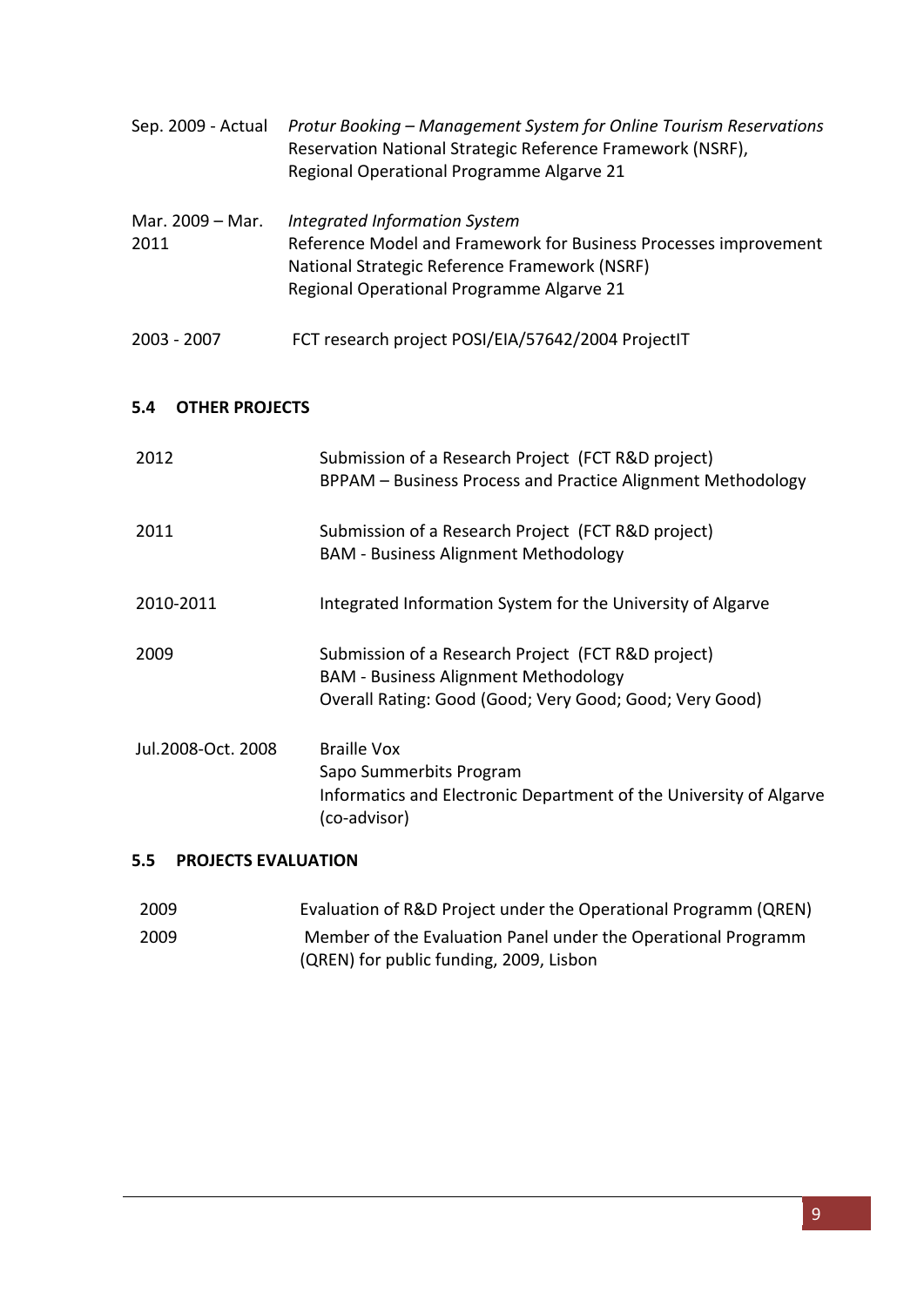Sep. 2009 - Actual *Protur Booking – Management System for Online Tourism Reservations*
Reservation National Strategic Reference Framework (NSRF),
Regional Operational Programme Algarve 21

Mar. 2009 – Mar. 2011 *Integrated Information System*
Reference Model and Framework for Business Processes improvement
National Strategic Reference Framework (NSRF)
Regional Operational Programme Algarve 21

2003 - 2007 FCT research project POSI/EIA/57642/2004 ProjectIT

### 5.4 OTHER PROJECTS

2012 Submission of a Research Project (FCT R&D project)
BPPAM – Business Process and Practice Alignment Methodology

2011 Submission of a Research Project (FCT R&D project)
BAM - Business Alignment Methodology

2010-2011 Integrated Information System for the University of Algarve

2009 Submission of a Research Project (FCT R&D project)
BAM - Business Alignment Methodology
Overall Rating: Good (Good; Very Good; Good; Very Good)

Jul.2008-Oct. 2008 Braille Vox
Sapo Summerbits Program
Informatics and Electronic Department of the University of Algarve (co-advisor)

### 5.5 PROJECTS EVALUATION

2009 Evaluation of R&D Project under the Operational Programm (QREN)

2009 Member of the Evaluation Panel under the Operational Programm (QREN) for public funding, 2009, Lisbon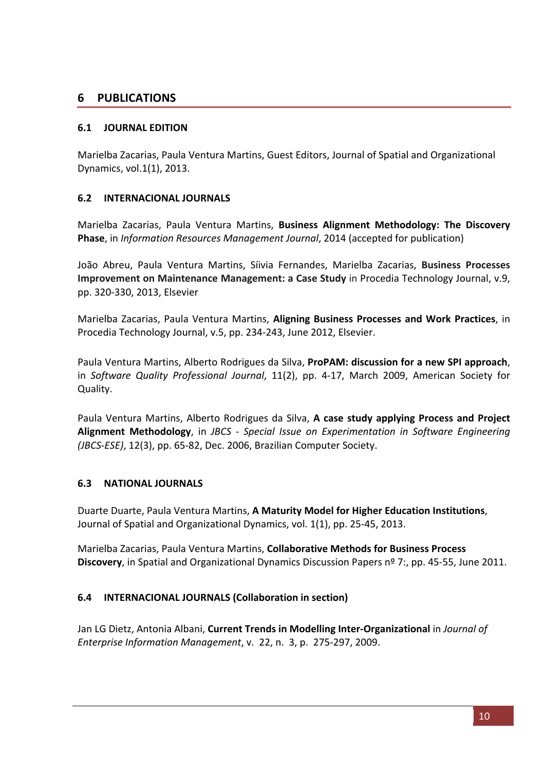# 6 PUBLICATIONS

## 6.1 JOURNAL EDITION

Marielba Zacarias, Paula Ventura Martins, Guest Editors, Journal of Spatial and Organizational Dynamics, vol.1(1), 2013.

## 6.2 INTERNACIONAL JOURNALS

Marielba Zacarias, Paula Ventura Martins, **Business Alignment Methodology: The Discovery Phase**, in *Information Resources Management Journal*, 2014 (accepted for publication)

João Abreu, Paula Ventura Martins, Síivia Fernandes, Marielba Zacarias, **Business Processes Improvement on Maintenance Management: a Case Study** in Procedia Technology Journal, v.9, pp. 320-330, 2013, Elsevier

Marielba Zacarias, Paula Ventura Martins, **Aligning Business Processes and Work Practices**, in Procedia Technology Journal, v.5, pp. 234-243, June 2012, Elsevier.

Paula Ventura Martins, Alberto Rodrigues da Silva, **ProPAM: discussion for a new SPI approach**, in *Software Quality Professional Journal*, 11(2), pp. 4-17, March 2009, American Society for Quality.

Paula Ventura Martins, Alberto Rodrigues da Silva, **A case study applying Process and Project Alignment Methodology**, in *JBCS - Special Issue on Experimentation in Software Engineering (JBCS-ESE)*, 12(3), pp. 65-82, Dec. 2006, Brazilian Computer Society.

## 6.3 NATIONAL JOURNALS

Duarte Duarte, Paula Ventura Martins, **A Maturity Model for Higher Education Institutions**, Journal of Spatial and Organizational Dynamics, vol. 1(1), pp. 25-45, 2013.

Marielba Zacarias, Paula Ventura Martins, **Collaborative Methods for Business Process Discovery**, in Spatial and Organizational Dynamics Discussion Papers nº 7:, pp. 45-55, June 2011.

## 6.4 INTERNACIONAL JOURNALS (Collaboration in section)

Jan LG Dietz, Antonia Albani, **Current Trends in Modelling Inter-Organizational** in *Journal of Enterprise Information Management*, v. 22, n. 3, p. 275-297, 2009.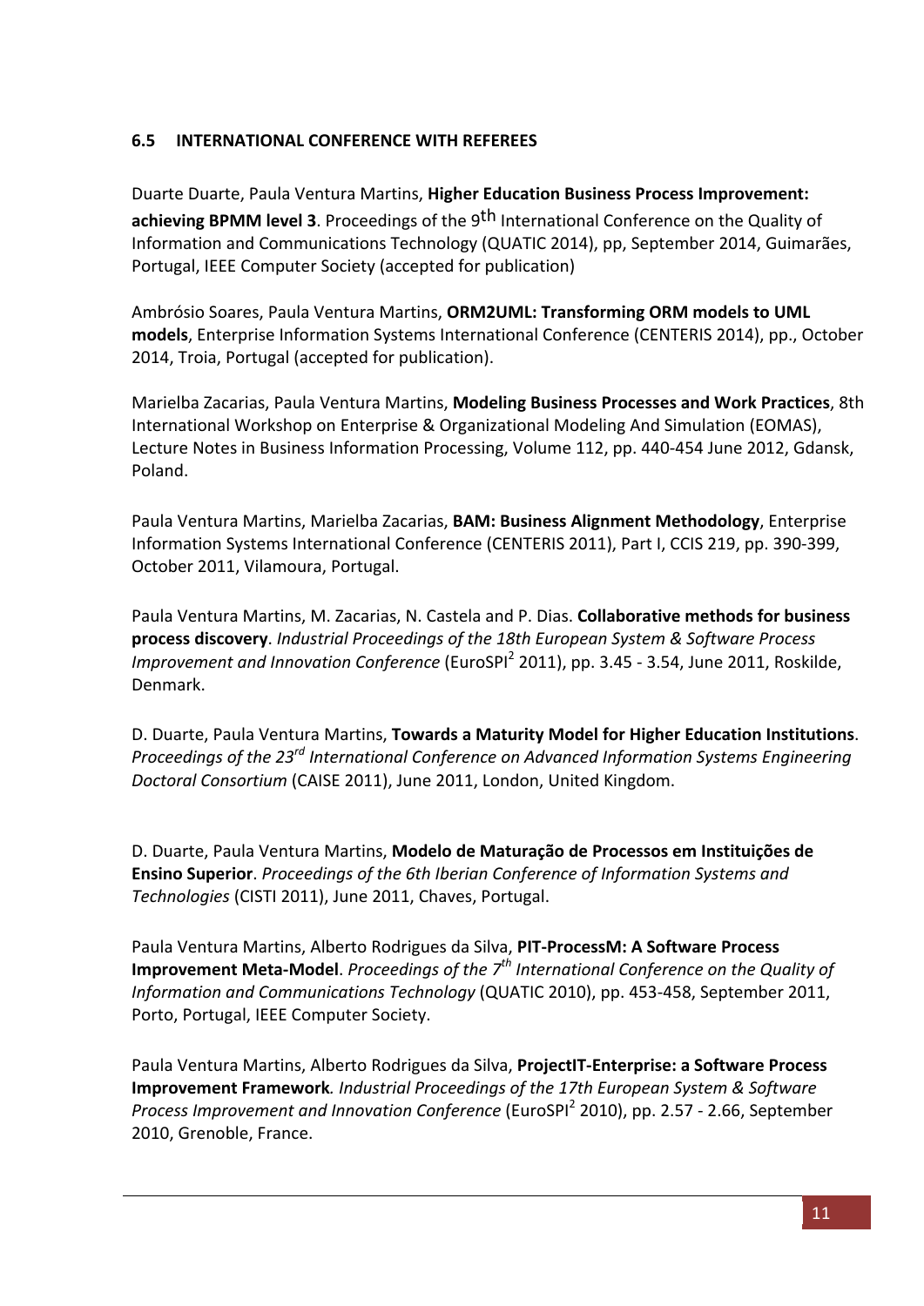### 6.5 INTERNATIONAL CONFERENCE WITH REFEREES

Duarte Duarte, Paula Ventura Martins, **Higher Education Business Process Improvement: achieving BPMM level 3**. Proceedings of the 9th International Conference on the Quality of Information and Communications Technology (QUATIC 2014), pp, September 2014, Guimarães, Portugal, IEEE Computer Society (accepted for publication)

Ambrósio Soares, Paula Ventura Martins, **ORM2UML: Transforming ORM models to UML models**, Enterprise Information Systems International Conference (CENTERIS 2014), pp., October 2014, Troia, Portugal (accepted for publication).

Marielba Zacarias, Paula Ventura Martins, **Modeling Business Processes and Work Practices**, 8th International Workshop on Enterprise & Organizational Modeling And Simulation (EOMAS), Lecture Notes in Business Information Processing, Volume 112, pp. 440-454 June 2012, Gdansk, Poland.

Paula Ventura Martins, Marielba Zacarias, **BAM: Business Alignment Methodology**, Enterprise Information Systems International Conference (CENTERIS 2011), Part I, CCIS 219, pp. 390-399, October 2011, Vilamoura, Portugal.

Paula Ventura Martins, M. Zacarias, N. Castela and P. Dias. **Collaborative methods for business process discovery**. *Industrial Proceedings of the 18th European System & Software Process Improvement and Innovation Conference* (EuroSPI$^2$ 2011), pp. 3.45 - 3.54, June 2011, Roskilde, Denmark.

D. Duarte, Paula Ventura Martins, **Towards a Maturity Model for Higher Education Institutions**. *Proceedings of the 23rd International Conference on Advanced Information Systems Engineering Doctoral Consortium* (CAISE 2011), June 2011, London, United Kingdom.

D. Duarte, Paula Ventura Martins, **Modelo de Maturação de Processos em Instituições de Ensino Superior**. *Proceedings of the 6th Iberian Conference of Information Systems and Technologies* (CISTI 2011), June 2011, Chaves, Portugal.

Paula Ventura Martins, Alberto Rodrigues da Silva, **PIT-ProcessM: A Software Process Improvement Meta-Model**. *Proceedings of the 7th International Conference on the Quality of Information and Communications Technology* (QUATIC 2010), pp. 453-458, September 2011, Porto, Portugal, IEEE Computer Society.

Paula Ventura Martins, Alberto Rodrigues da Silva, **ProjectIT-Enterprise: a Software Process Improvement Framework***. Industrial Proceedings of the 17th European System & Software Process Improvement and Innovation Conference* (EuroSPI$^2$ 2010), pp. 2.57 - 2.66, September 2010, Grenoble, France.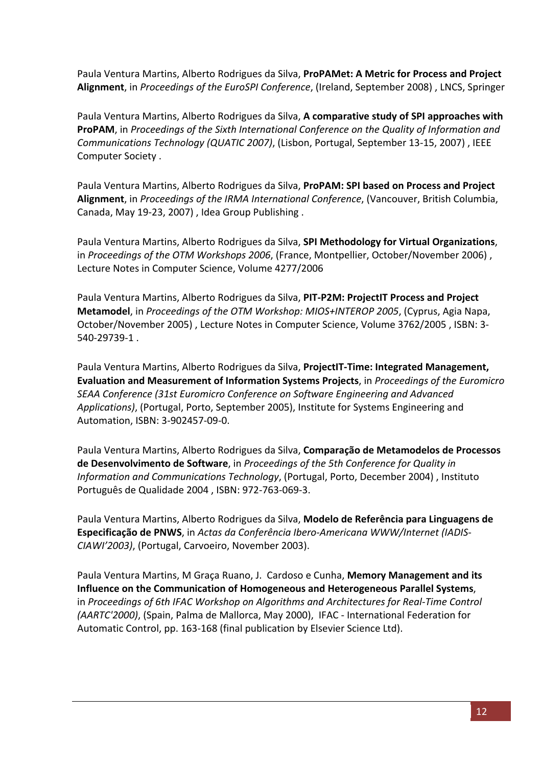Paula Ventura Martins, Alberto Rodrigues da Silva, **ProPAMet: A Metric for Process and Project Alignment**, in *Proceedings of the EuroSPI Conference*, (Ireland, September 2008) , LNCS, Springer

Paula Ventura Martins, Alberto Rodrigues da Silva, **A comparative study of SPI approaches with ProPAM**, in *Proceedings of the Sixth International Conference on the Quality of Information and Communications Technology (QUATIC 2007)*, (Lisbon, Portugal, September 13-15, 2007) , IEEE Computer Society .

Paula Ventura Martins, Alberto Rodrigues da Silva, **ProPAM: SPI based on Process and Project Alignment**, in *Proceedings of the IRMA International Conference*, (Vancouver, British Columbia, Canada, May 19-23, 2007) , Idea Group Publishing .

Paula Ventura Martins, Alberto Rodrigues da Silva, **SPI Methodology for Virtual Organizations**, in *Proceedings of the OTM Workshops 2006*, (France, Montpellier, October/November 2006) , Lecture Notes in Computer Science, Volume 4277/2006

Paula Ventura Martins, Alberto Rodrigues da Silva, **PIT-P2M: ProjectIT Process and Project Metamodel**, in *Proceedings of the OTM Workshop: MIOS+INTEROP 2005*, (Cyprus, Agia Napa, October/November 2005) , Lecture Notes in Computer Science, Volume 3762/2005 , ISBN: 3-540-29739-1 .

Paula Ventura Martins, Alberto Rodrigues da Silva, **ProjectIT-Time: Integrated Management, Evaluation and Measurement of Information Systems Projects**, in *Proceedings of the Euromicro SEAA Conference (31st Euromicro Conference on Software Engineering and Advanced Applications)*, (Portugal, Porto, September 2005), Institute for Systems Engineering and Automation, ISBN: 3-902457-09-0.

Paula Ventura Martins, Alberto Rodrigues da Silva, **Comparação de Metamodelos de Processos de Desenvolvimento de Software**, in *Proceedings of the 5th Conference for Quality in Information and Communications Technology*, (Portugal, Porto, December 2004) , Instituto Português de Qualidade 2004 , ISBN: 972-763-069-3.

Paula Ventura Martins, Alberto Rodrigues da Silva, **Modelo de Referência para Linguagens de Especificação de PNWS**, in *Actas da Conferência Ibero-Americana WWW/Internet (IADIS-CIAWI'2003)*, (Portugal, Carvoeiro, November 2003).

Paula Ventura Martins, M Graça Ruano, J. Cardoso e Cunha, **Memory Management and its Influence on the Communication of Homogeneous and Heterogeneous Parallel Systems**, in *Proceedings of 6th IFAC Workshop on Algorithms and Architectures for Real-Time Control (AARTC'2000)*, (Spain, Palma de Mallorca, May 2000), IFAC - International Federation for Automatic Control, pp. 163-168 (final publication by Elsevier Science Ltd).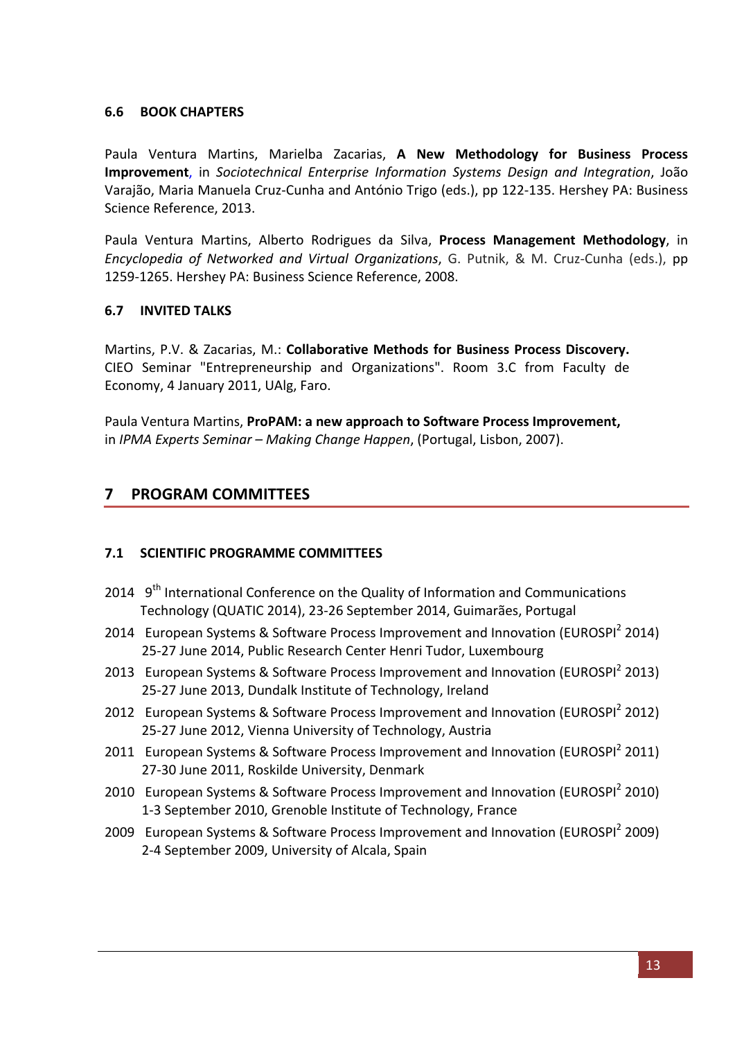### 6.6 BOOK CHAPTERS

Paula Ventura Martins, Marielba Zacarias, **A New Methodology for Business Process Improvement**, in *Sociotechnical Enterprise Information Systems Design and Integration*, João Varajão, Maria Manuela Cruz-Cunha and António Trigo (eds.), pp 122-135. Hershey PA: Business Science Reference, 2013.

Paula Ventura Martins, Alberto Rodrigues da Silva, **Process Management Methodology**, in *Encyclopedia of Networked and Virtual Organizations*, G. Putnik, & M. Cruz-Cunha (eds.), pp 1259-1265. Hershey PA: Business Science Reference, 2008.

### 6.7 INVITED TALKS

Martins, P.V. & Zacarias, M.: **Collaborative Methods for Business Process Discovery.** CIEO Seminar "Entrepreneurship and Organizations". Room 3.C from Faculty de Economy, 4 January 2011, UAlg, Faro.

Paula Ventura Martins, **ProPAM: a new approach to Software Process Improvement,** in *IPMA Experts Seminar – Making Change Happen*, (Portugal, Lisbon, 2007).

## 7 PROGRAM COMMITTEES

### 7.1 SCIENTIFIC PROGRAMME COMMITTEES

- 2014 9th International Conference on the Quality of Information and Communications Technology (QUATIC 2014), 23-26 September 2014, Guimarães, Portugal
- 2014 European Systems & Software Process Improvement and Innovation (EUROSPI$^2$ 2014) 25-27 June 2014, Public Research Center Henri Tudor, Luxembourg
- 2013 European Systems & Software Process Improvement and Innovation (EUROSPI$^2$ 2013) 25-27 June 2013, Dundalk Institute of Technology, Ireland
- 2012 European Systems & Software Process Improvement and Innovation (EUROSPI$^2$ 2012) 25-27 June 2012, Vienna University of Technology, Austria
- 2011 European Systems & Software Process Improvement and Innovation (EUROSPI$^2$ 2011) 27-30 June 2011, Roskilde University, Denmark
- 2010 European Systems & Software Process Improvement and Innovation (EUROSPI$^2$ 2010) 1-3 September 2010, Grenoble Institute of Technology, France
- 2009 European Systems & Software Process Improvement and Innovation (EUROSPI$^2$ 2009) 2-4 September 2009, University of Alcala, Spain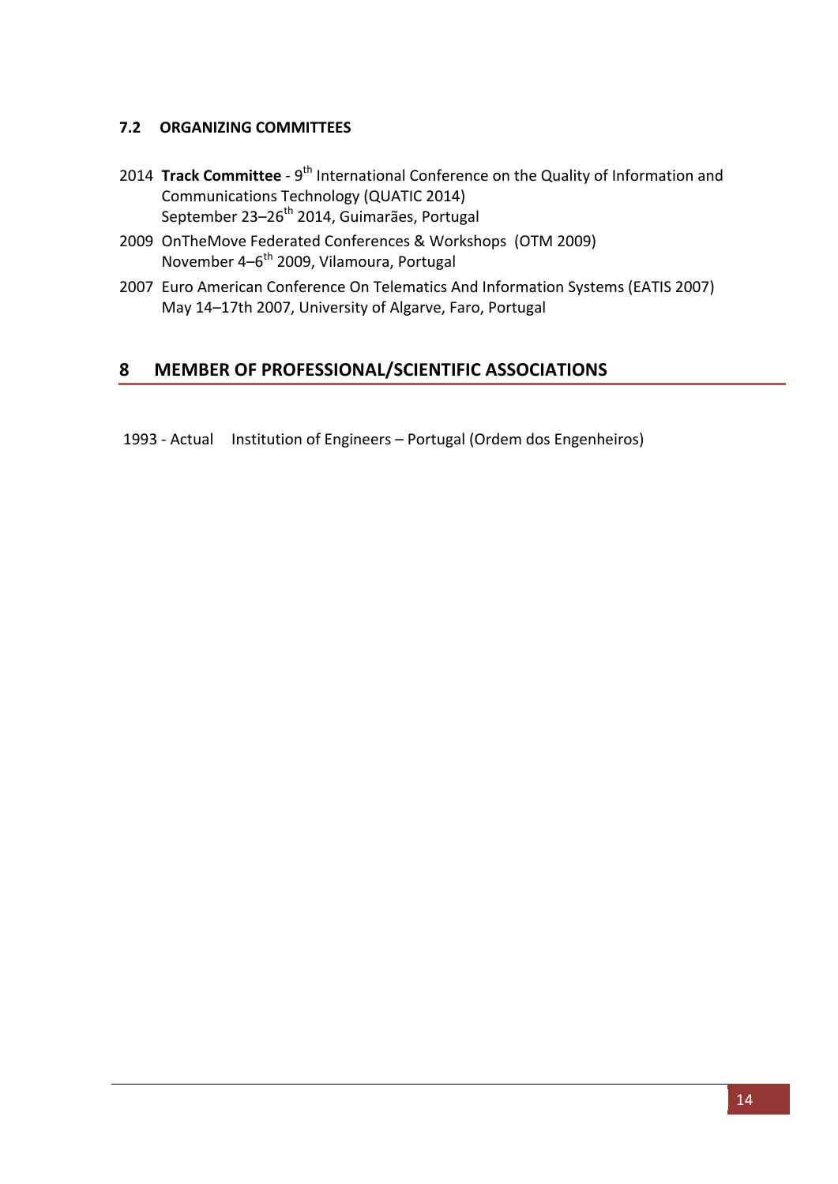### 7.2 ORGANIZING COMMITTEES

2014 **Track Committee** - 9th International Conference on the Quality of Information and Communications Technology (QUATIC 2014)
September 23–26th 2014, Guimarães, Portugal

2009 OnTheMove Federated Conferences & Workshops (OTM 2009)
November 4–6th 2009, Vilamoura, Portugal

2007 Euro American Conference On Telematics And Information Systems (EATIS 2007)
May 14–17th 2007, University of Algarve, Faro, Portugal

## 8 MEMBER OF PROFESSIONAL/SCIENTIFIC ASSOCIATIONS

1993 - Actual Institution of Engineers – Portugal (Ordem dos Engenheiros)